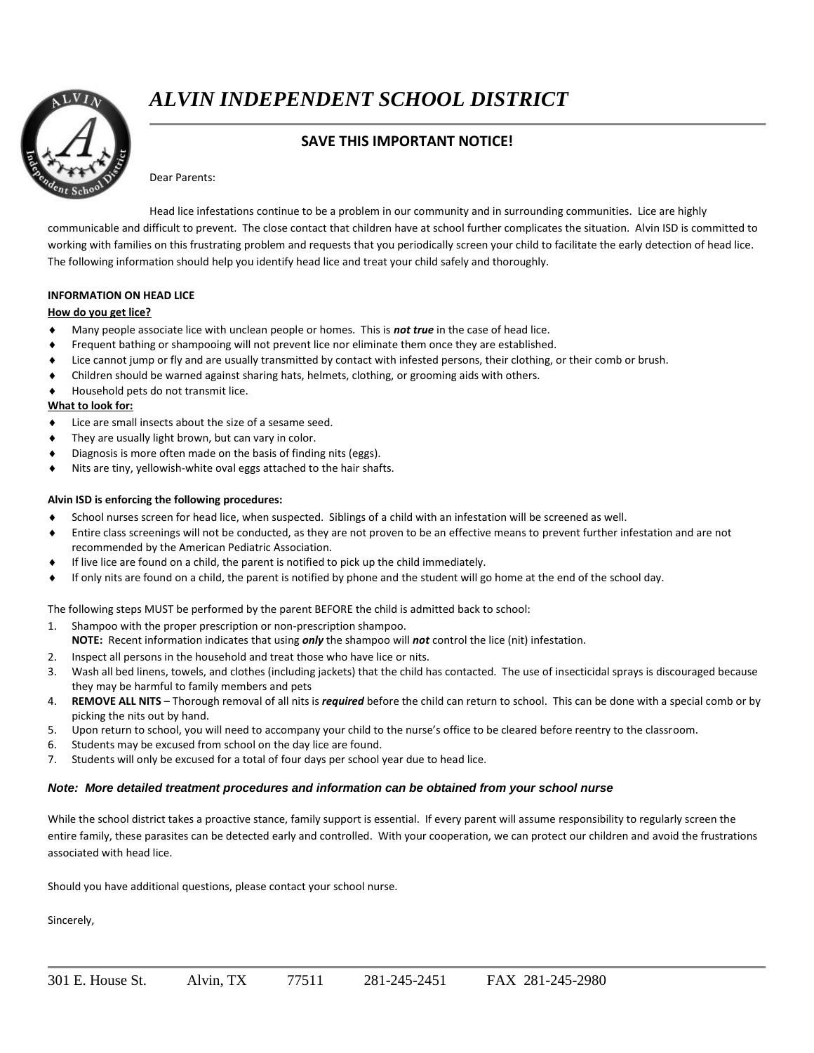# *ALVIN INDEPENDENT SCHOOL DISTRICT*

## SAVE THIS IMPORTANT NOTICE!

Dear Parents:

Head lice infestations continue to be a problem in our community and in surrounding communities. Lice are highly communicable and difficult to prevent. The close contact that children have at school further complicates the situation. Alvin ISD is committed to working with families on this frustrating problem and requests that you periodically screen your child to facilitate the early detection of head lice. The following information should help you identify head lice and treat your child safely and thoroughly.

**INFORMATION ON HEAD LICE**

**How do you get lice?**

- Many people associate lice with unclean people or homes. This is ***not true*** in the case of head lice.
- Frequent bathing or shampooing will not prevent lice nor eliminate them once they are established.
- Lice cannot jump or fly and are usually transmitted by contact with infested persons, their clothing, or their comb or brush.
- Children should be warned against sharing hats, helmets, clothing, or grooming aids with others.
- Household pets do not transmit lice.

**What to look for:**

- Lice are small insects about the size of a sesame seed.
- They are usually light brown, but can vary in color.
- Diagnosis is more often made on the basis of finding nits (eggs).
- Nits are tiny, yellowish-white oval eggs attached to the hair shafts.

**Alvin ISD is enforcing the following procedures:**

- School nurses screen for head lice, when suspected. Siblings of a child with an infestation will be screened as well.
- Entire class screenings will not be conducted, as they are not proven to be an effective means to prevent further infestation and are not recommended by the American Pediatric Association.
- If live lice are found on a child, the parent is notified to pick up the child immediately.
- If only nits are found on a child, the parent is notified by phone and the student will go home at the end of the school day.

The following steps MUST be performed by the parent BEFORE the child is admitted back to school:

1. Shampoo with the proper prescription or non-prescription shampoo.
   **NOTE:** Recent information indicates that using ***only*** the shampoo will ***not*** control the lice (nit) infestation.
2. Inspect all persons in the household and treat those who have lice or nits.
3. Wash all bed linens, towels, and clothes (including jackets) that the child has contacted. The use of insecticidal sprays is discouraged because they may be harmful to family members and pets
4. **REMOVE ALL NITS** – Thorough removal of all nits is ***required*** before the child can return to school. This can be done with a special comb or by picking the nits out by hand.
5. Upon return to school, you will need to accompany your child to the nurse's office to be cleared before reentry to the classroom.
6. Students may be excused from school on the day lice are found.
7. Students will only be excused for a total of four days per school year due to head lice.

***Note: More detailed treatment procedures and information can be obtained from your school nurse***

While the school district takes a proactive stance, family support is essential. If every parent will assume responsibility to regularly screen the entire family, these parasites can be detected early and controlled. With your cooperation, we can protect our children and avoid the frustrations associated with head lice.

Should you have additional questions, please contact your school nurse.

Sincerely,

301 E. House St. Alvin, TX 77511 281-245-2451 FAX 281-245-2980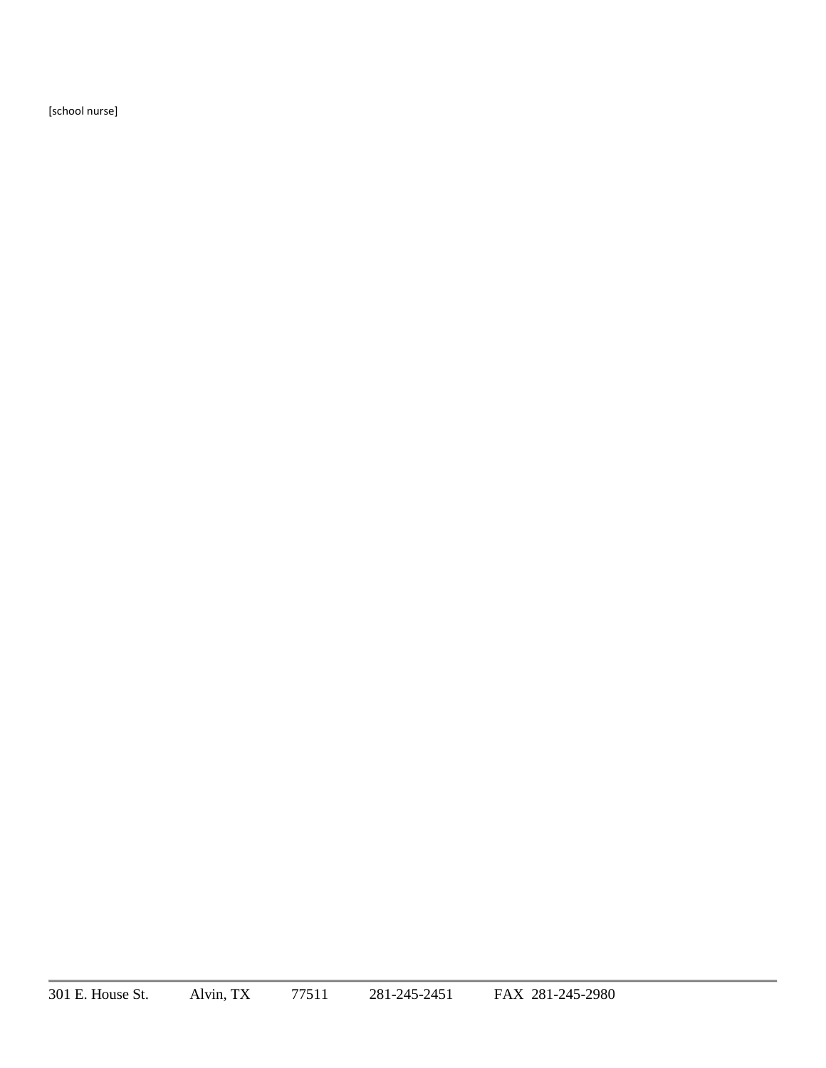[school nurse]